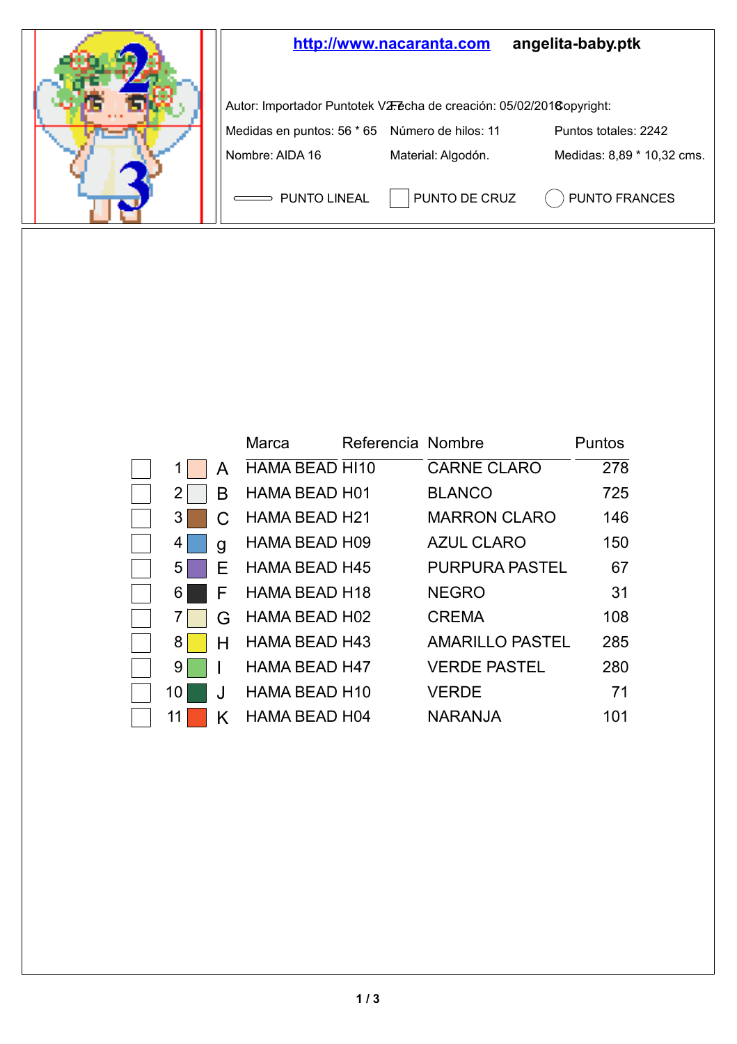http://www.nacaranta.com **angelita-baby.ptk**

Autor: Importador Puntotek V2.7 Fecha de creación: 05/02/2018 Copyright:

Medidas en puntos: 56 * 65 Número de hilos: 11 Puntos totales: 2242

Nombre: AIDA 16 Material: Algodón. Medidas: 8,89 * 10,32 cms.

PUNTO LINEAL PUNTO DE CRUZ PUNTO FRANCES

| | | | Marca | Referencia | Nombre | Puntos |
|---|---|---|---|---|---|---|
| ☐ | 1 | A | HAMA BEAD | HI10 | CARNE CLARO | 278 |
| ☐ | 2 | B | HAMA BEAD | H01 | BLANCO | 725 |
| ☐ | 3 | C | HAMA BEAD | H21 | MARRON CLARO | 146 |
| ☐ | 4 | g | HAMA BEAD | H09 | AZUL CLARO | 150 |
| ☐ | 5 | E | HAMA BEAD | H45 | PURPURA PASTEL | 67 |
| ☐ | 6 | F | HAMA BEAD | H18 | NEGRO | 31 |
| ☐ | 7 | G | HAMA BEAD | H02 | CREMA | 108 |
| ☐ | 8 | H | HAMA BEAD | H43 | AMARILLO PASTEL | 285 |
| ☐ | 9 | I | HAMA BEAD | H47 | VERDE PASTEL | 280 |
| ☐ | 10 | J | HAMA BEAD | H10 | VERDE | 71 |
| ☐ | 11 | K | HAMA BEAD | H04 | NARANJA | 101 |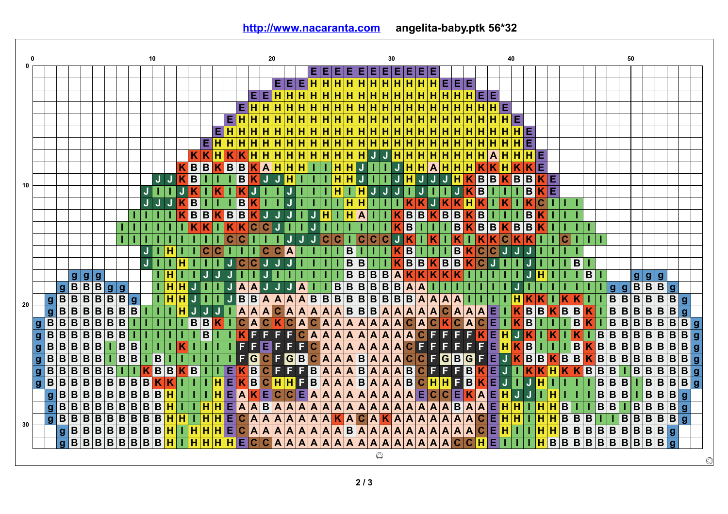http://www.nacaranta.com **angelita-baby.ptk 56*32**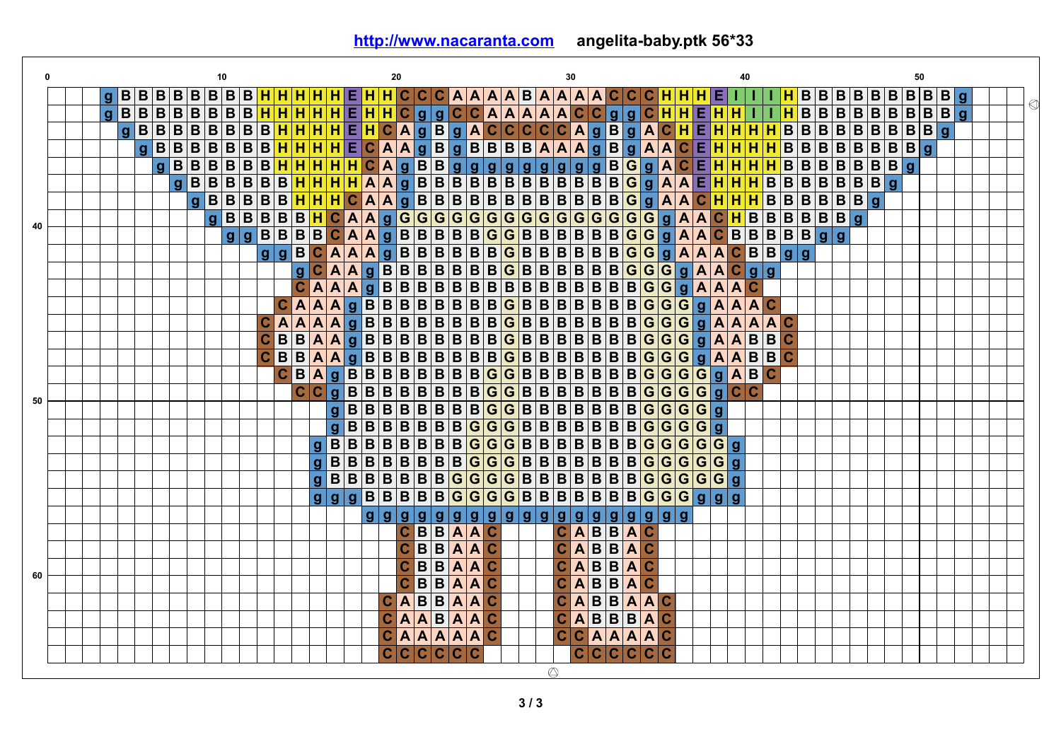**http://www.nacaranta.com** **angelita-baby.ptk 56*33**